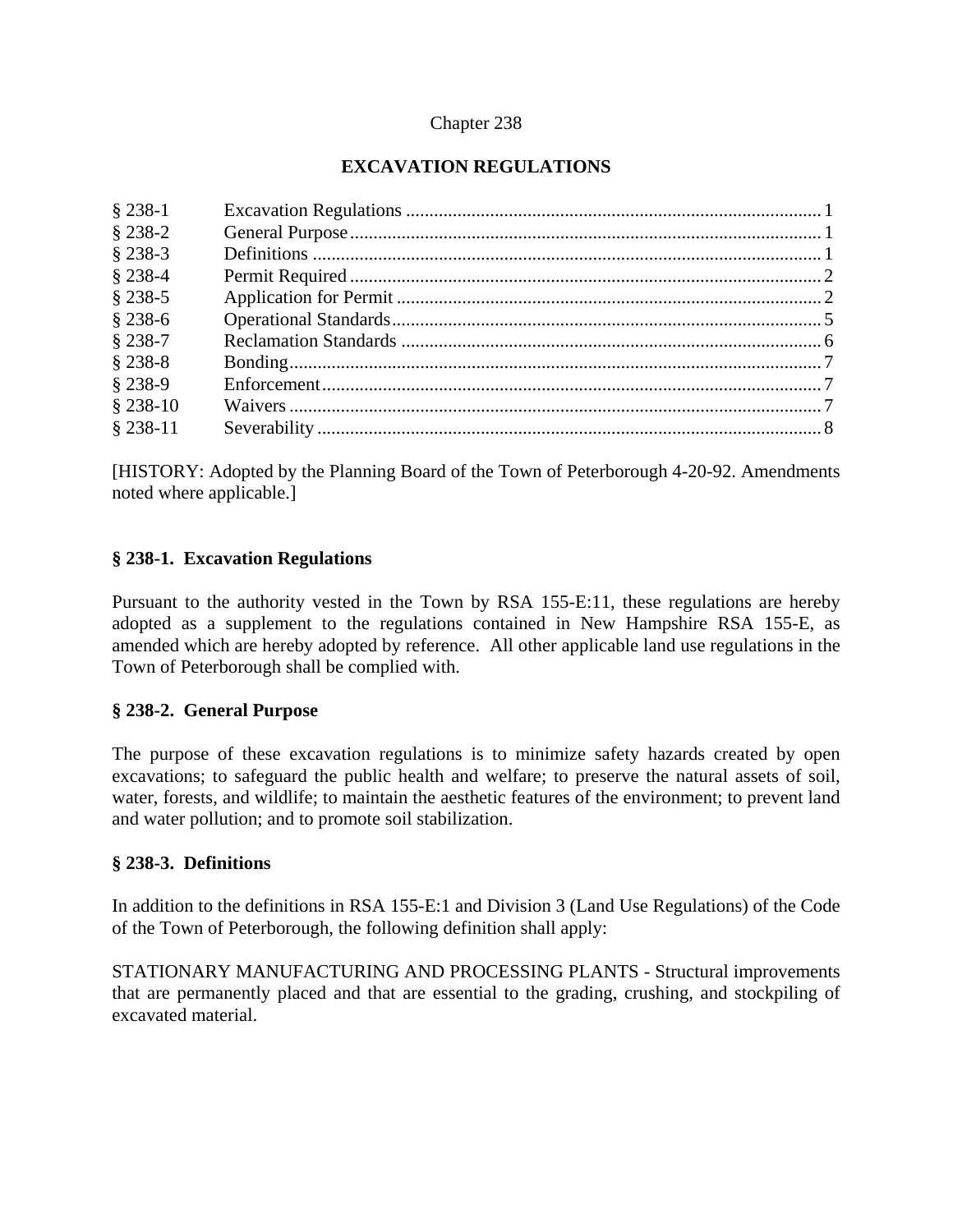Chapter 238

# EXCAVATION REGULATIONS

| | | |
|---|---|---|
| § 238-1 | Excavation Regulations | 1 |
| § 238-2 | General Purpose | 1 |
| § 238-3 | Definitions | 1 |
| § 238-4 | Permit Required | 2 |
| § 238-5 | Application for Permit | 2 |
| § 238-6 | Operational Standards | 5 |
| § 238-7 | Reclamation Standards | 6 |
| § 238-8 | Bonding | 7 |
| § 238-9 | Enforcement | 7 |
| § 238-10 | Waivers | 7 |
| § 238-11 | Severability | 8 |

[HISTORY: Adopted by the Planning Board of the Town of Peterborough 4-20-92. Amendments noted where applicable.]

## § 238-1. Excavation Regulations

Pursuant to the authority vested in the Town by RSA 155-E:11, these regulations are hereby adopted as a supplement to the regulations contained in New Hampshire RSA 155-E, as amended which are hereby adopted by reference. All other applicable land use regulations in the Town of Peterborough shall be complied with.

## § 238-2. General Purpose

The purpose of these excavation regulations is to minimize safety hazards created by open excavations; to safeguard the public health and welfare; to preserve the natural assets of soil, water, forests, and wildlife; to maintain the aesthetic features of the environment; to prevent land and water pollution; and to promote soil stabilization.

## § 238-3. Definitions

In addition to the definitions in RSA 155-E:1 and Division 3 (Land Use Regulations) of the Code of the Town of Peterborough, the following definition shall apply:

STATIONARY MANUFACTURING AND PROCESSING PLANTS - Structural improvements that are permanently placed and that are essential to the grading, crushing, and stockpiling of excavated material.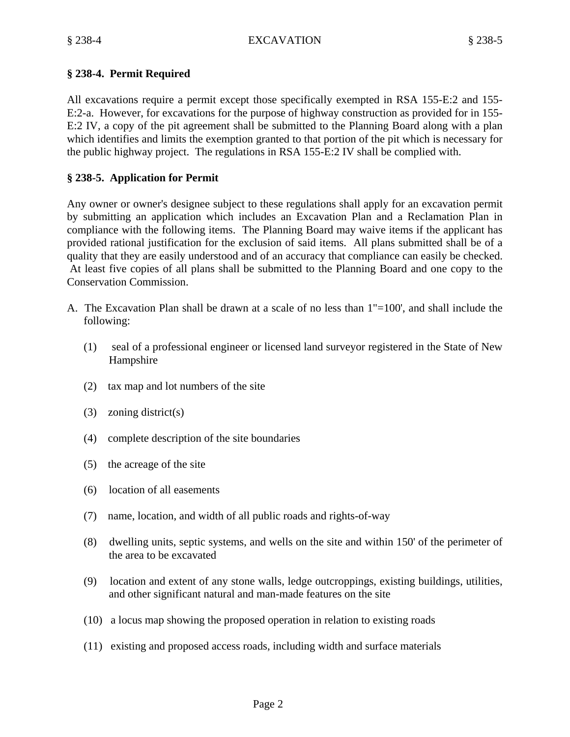## § 238-4. Permit Required

All excavations require a permit except those specifically exempted in RSA 155-E:2 and 155-E:2-a. However, for excavations for the purpose of highway construction as provided for in 155-E:2 IV, a copy of the pit agreement shall be submitted to the Planning Board along with a plan which identifies and limits the exemption granted to that portion of the pit which is necessary for the public highway project. The regulations in RSA 155-E:2 IV shall be complied with.

## § 238-5. Application for Permit

Any owner or owner's designee subject to these regulations shall apply for an excavation permit by submitting an application which includes an Excavation Plan and a Reclamation Plan in compliance with the following items. The Planning Board may waive items if the applicant has provided rational justification for the exclusion of said items. All plans submitted shall be of a quality that they are easily understood and of an accuracy that compliance can easily be checked. At least five copies of all plans shall be submitted to the Planning Board and one copy to the Conservation Commission.

A. The Excavation Plan shall be drawn at a scale of no less than 1"=100', and shall include the following:

   (1) seal of a professional engineer or licensed land surveyor registered in the State of New Hampshire

   (2) tax map and lot numbers of the site

   (3) zoning district(s)

   (4) complete description of the site boundaries

   (5) the acreage of the site

   (6) location of all easements

   (7) name, location, and width of all public roads and rights-of-way

   (8) dwelling units, septic systems, and wells on the site and within 150' of the perimeter of the area to be excavated

   (9) location and extent of any stone walls, ledge outcroppings, existing buildings, utilities, and other significant natural and man-made features on the site

   (10) a locus map showing the proposed operation in relation to existing roads

   (11) existing and proposed access roads, including width and surface materials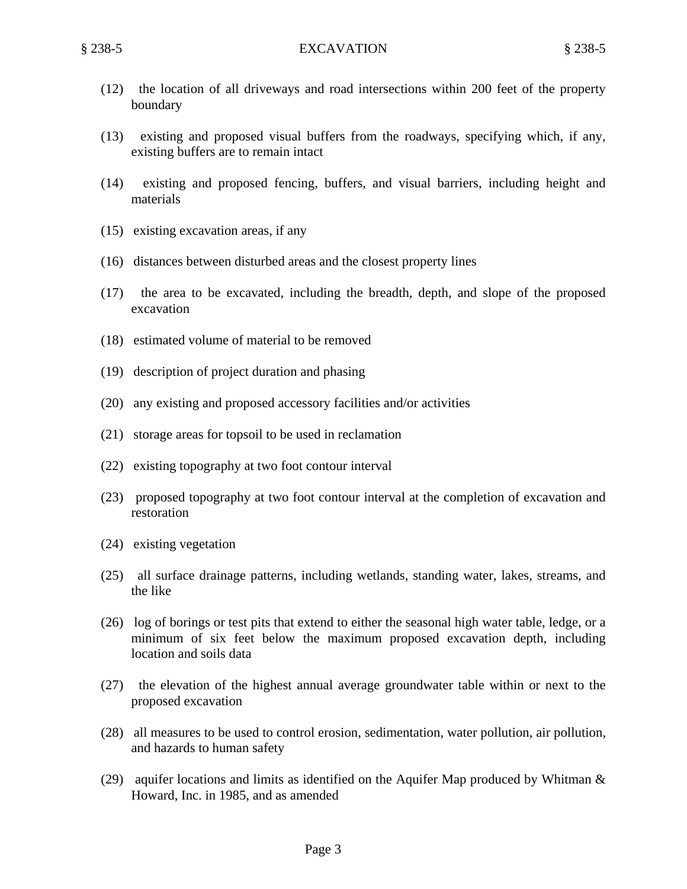(12) the location of all driveways and road intersections within 200 feet of the property boundary

(13) existing and proposed visual buffers from the roadways, specifying which, if any, existing buffers are to remain intact

(14) existing and proposed fencing, buffers, and visual barriers, including height and materials

(15) existing excavation areas, if any

(16) distances between disturbed areas and the closest property lines

(17) the area to be excavated, including the breadth, depth, and slope of the proposed excavation

(18) estimated volume of material to be removed

(19) description of project duration and phasing

(20) any existing and proposed accessory facilities and/or activities

(21) storage areas for topsoil to be used in reclamation

(22) existing topography at two foot contour interval

(23) proposed topography at two foot contour interval at the completion of excavation and restoration

(24) existing vegetation

(25) all surface drainage patterns, including wetlands, standing water, lakes, streams, and the like

(26) log of borings or test pits that extend to either the seasonal high water table, ledge, or a minimum of six feet below the maximum proposed excavation depth, including location and soils data

(27) the elevation of the highest annual average groundwater table within or next to the proposed excavation

(28) all measures to be used to control erosion, sedimentation, water pollution, air pollution, and hazards to human safety

(29) aquifer locations and limits as identified on the Aquifer Map produced by Whitman & Howard, Inc. in 1985, and as amended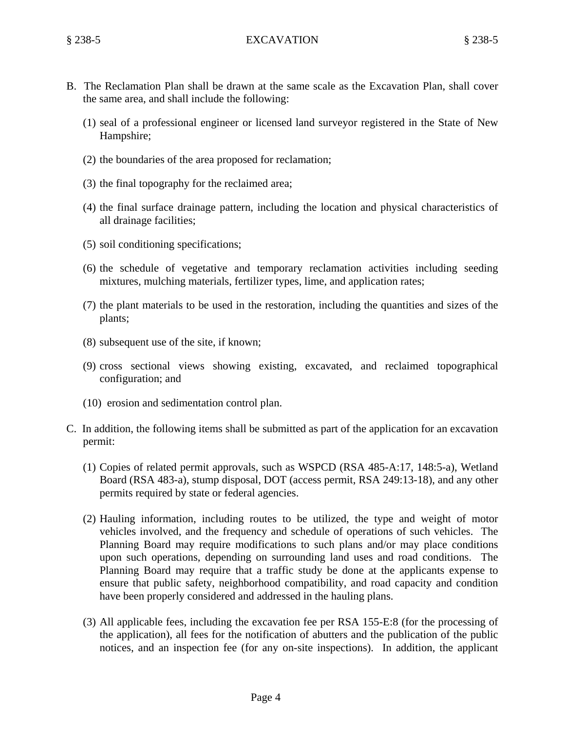B. The Reclamation Plan shall be drawn at the same scale as the Excavation Plan, shall cover the same area, and shall include the following:

(1) seal of a professional engineer or licensed land surveyor registered in the State of New Hampshire;

(2) the boundaries of the area proposed for reclamation;

(3) the final topography for the reclaimed area;

(4) the final surface drainage pattern, including the location and physical characteristics of all drainage facilities;

(5) soil conditioning specifications;

(6) the schedule of vegetative and temporary reclamation activities including seeding mixtures, mulching materials, fertilizer types, lime, and application rates;

(7) the plant materials to be used in the restoration, including the quantities and sizes of the plants;

(8) subsequent use of the site, if known;

(9) cross sectional views showing existing, excavated, and reclaimed topographical configuration; and

(10) erosion and sedimentation control plan.

C. In addition, the following items shall be submitted as part of the application for an excavation permit:

(1) Copies of related permit approvals, such as WSPCD (RSA 485-A:17, 148:5-a), Wetland Board (RSA 483-a), stump disposal, DOT (access permit, RSA 249:13-18), and any other permits required by state or federal agencies.

(2) Hauling information, including routes to be utilized, the type and weight of motor vehicles involved, and the frequency and schedule of operations of such vehicles. The Planning Board may require modifications to such plans and/or may place conditions upon such operations, depending on surrounding land uses and road conditions. The Planning Board may require that a traffic study be done at the applicants expense to ensure that public safety, neighborhood compatibility, and road capacity and condition have been properly considered and addressed in the hauling plans.

(3) All applicable fees, including the excavation fee per RSA 155-E:8 (for the processing of the application), all fees for the notification of abutters and the publication of the public notices, and an inspection fee (for any on-site inspections). In addition, the applicant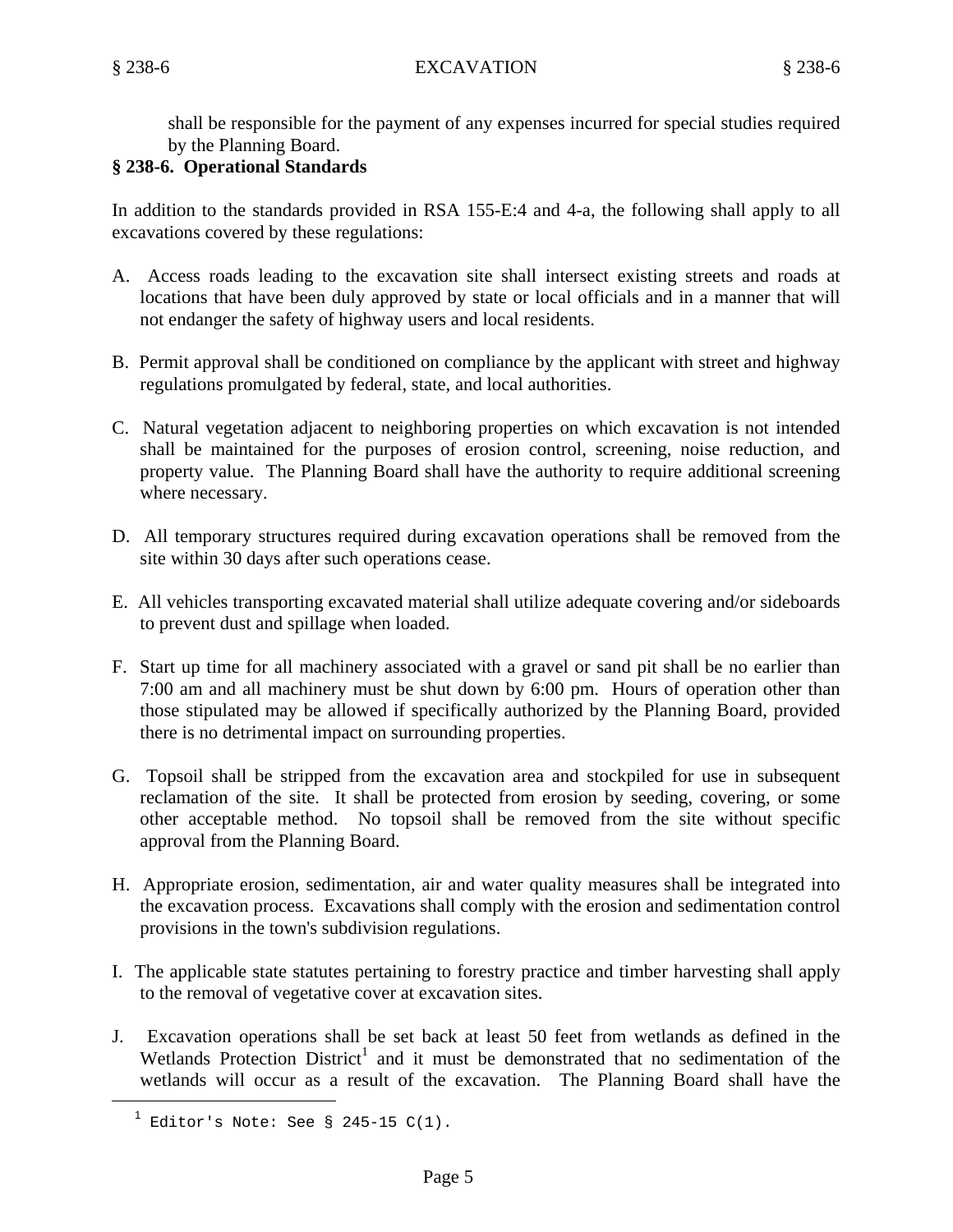shall be responsible for the payment of any expenses incurred for special studies required by the Planning Board.

### § 238-6. Operational Standards

In addition to the standards provided in RSA 155-E:4 and 4-a, the following shall apply to all excavations covered by these regulations:

A. Access roads leading to the excavation site shall intersect existing streets and roads at locations that have been duly approved by state or local officials and in a manner that will not endanger the safety of highway users and local residents.

B. Permit approval shall be conditioned on compliance by the applicant with street and highway regulations promulgated by federal, state, and local authorities.

C. Natural vegetation adjacent to neighboring properties on which excavation is not intended shall be maintained for the purposes of erosion control, screening, noise reduction, and property value. The Planning Board shall have the authority to require additional screening where necessary.

D. All temporary structures required during excavation operations shall be removed from the site within 30 days after such operations cease.

E. All vehicles transporting excavated material shall utilize adequate covering and/or sideboards to prevent dust and spillage when loaded.

F. Start up time for all machinery associated with a gravel or sand pit shall be no earlier than 7:00 am and all machinery must be shut down by 6:00 pm. Hours of operation other than those stipulated may be allowed if specifically authorized by the Planning Board, provided there is no detrimental impact on surrounding properties.

G. Topsoil shall be stripped from the excavation area and stockpiled for use in subsequent reclamation of the site. It shall be protected from erosion by seeding, covering, or some other acceptable method. No topsoil shall be removed from the site without specific approval from the Planning Board.

H. Appropriate erosion, sedimentation, air and water quality measures shall be integrated into the excavation process. Excavations shall comply with the erosion and sedimentation control provisions in the town's subdivision regulations.

I. The applicable state statutes pertaining to forestry practice and timber harvesting shall apply to the removal of vegetative cover at excavation sites.

J. Excavation operations shall be set back at least 50 feet from wetlands as defined in the Wetlands Protection District[1] and it must be demonstrated that no sedimentation of the wetlands will occur as a result of the excavation. The Planning Board shall have the

---

[1] Editor's Note: See § 245-15 C(1).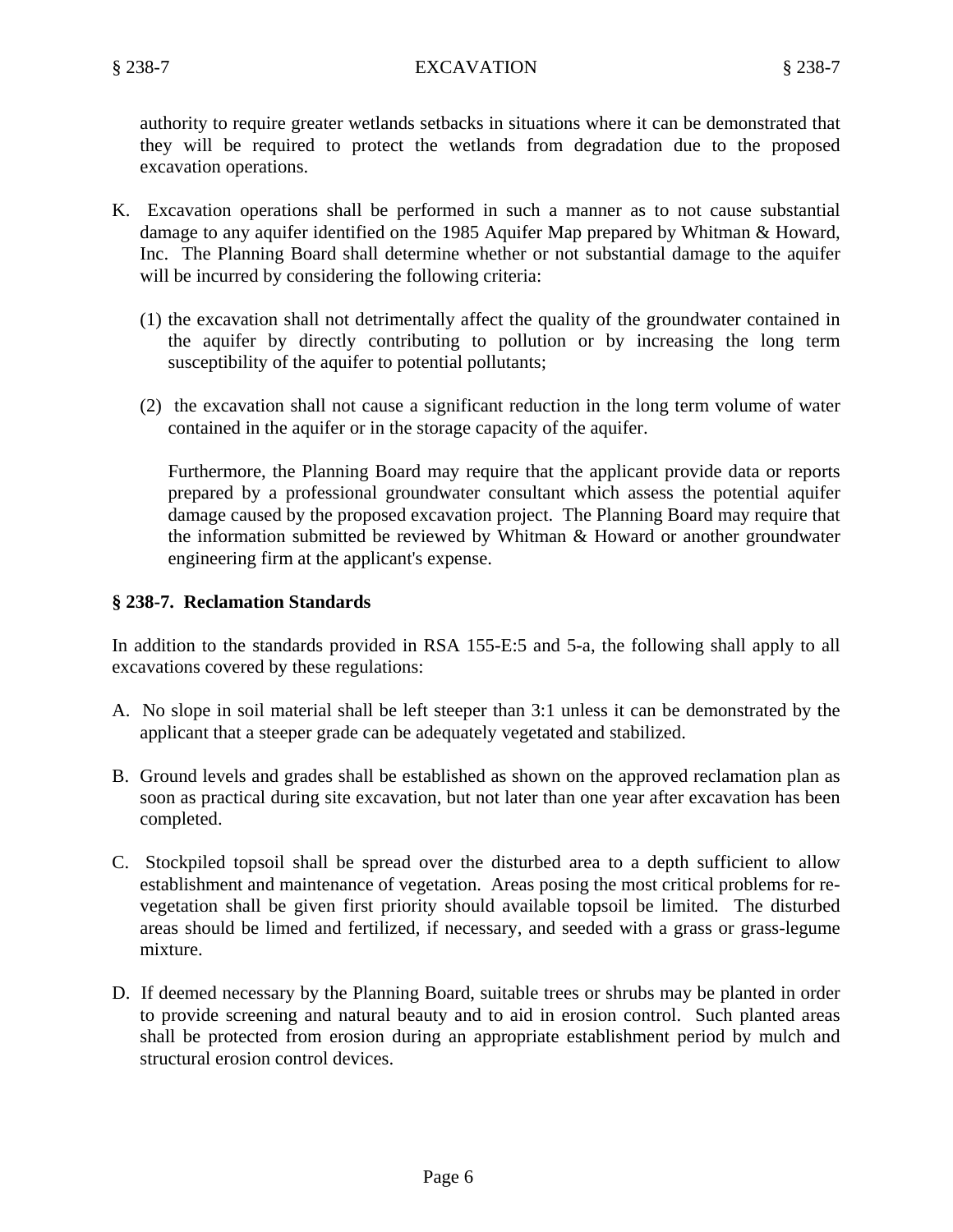authority to require greater wetlands setbacks in situations where it can be demonstrated that they will be required to protect the wetlands from degradation due to the proposed excavation operations.

K. Excavation operations shall be performed in such a manner as to not cause substantial damage to any aquifer identified on the 1985 Aquifer Map prepared by Whitman & Howard, Inc. The Planning Board shall determine whether or not substantial damage to the aquifer will be incurred by considering the following criteria:

   (1) the excavation shall not detrimentally affect the quality of the groundwater contained in the aquifer by directly contributing to pollution or by increasing the long term susceptibility of the aquifer to potential pollutants;

   (2) the excavation shall not cause a significant reduction in the long term volume of water contained in the aquifer or in the storage capacity of the aquifer.

   Furthermore, the Planning Board may require that the applicant provide data or reports prepared by a professional groundwater consultant which assess the potential aquifer damage caused by the proposed excavation project. The Planning Board may require that the information submitted be reviewed by Whitman & Howard or another groundwater engineering firm at the applicant's expense.

## § 238-7. Reclamation Standards

In addition to the standards provided in RSA 155-E:5 and 5-a, the following shall apply to all excavations covered by these regulations:

A. No slope in soil material shall be left steeper than 3:1 unless it can be demonstrated by the applicant that a steeper grade can be adequately vegetated and stabilized.

B. Ground levels and grades shall be established as shown on the approved reclamation plan as soon as practical during site excavation, but not later than one year after excavation has been completed.

C. Stockpiled topsoil shall be spread over the disturbed area to a depth sufficient to allow establishment and maintenance of vegetation. Areas posing the most critical problems for re-vegetation shall be given first priority should available topsoil be limited. The disturbed areas should be limed and fertilized, if necessary, and seeded with a grass or grass-legume mixture.

D. If deemed necessary by the Planning Board, suitable trees or shrubs may be planted in order to provide screening and natural beauty and to aid in erosion control. Such planted areas shall be protected from erosion during an appropriate establishment period by mulch and structural erosion control devices.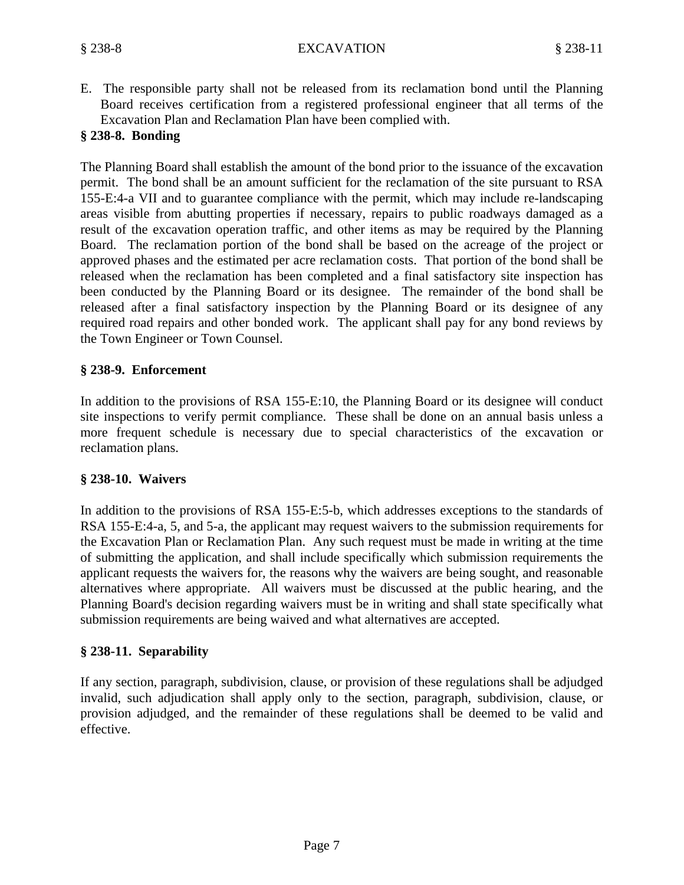E. The responsible party shall not be released from its reclamation bond until the Planning Board receives certification from a registered professional engineer that all terms of the Excavation Plan and Reclamation Plan have been complied with.

### § 238-8. Bonding

The Planning Board shall establish the amount of the bond prior to the issuance of the excavation permit. The bond shall be an amount sufficient for the reclamation of the site pursuant to RSA 155-E:4-a VII and to guarantee compliance with the permit, which may include re-landscaping areas visible from abutting properties if necessary, repairs to public roadways damaged as a result of the excavation operation traffic, and other items as may be required by the Planning Board. The reclamation portion of the bond shall be based on the acreage of the project or approved phases and the estimated per acre reclamation costs. That portion of the bond shall be released when the reclamation has been completed and a final satisfactory site inspection has been conducted by the Planning Board or its designee. The remainder of the bond shall be released after a final satisfactory inspection by the Planning Board or its designee of any required road repairs and other bonded work. The applicant shall pay for any bond reviews by the Town Engineer or Town Counsel.

### § 238-9. Enforcement

In addition to the provisions of RSA 155-E:10, the Planning Board or its designee will conduct site inspections to verify permit compliance. These shall be done on an annual basis unless a more frequent schedule is necessary due to special characteristics of the excavation or reclamation plans.

### § 238-10. Waivers

In addition to the provisions of RSA 155-E:5-b, which addresses exceptions to the standards of RSA 155-E:4-a, 5, and 5-a, the applicant may request waivers to the submission requirements for the Excavation Plan or Reclamation Plan. Any such request must be made in writing at the time of submitting the application, and shall include specifically which submission requirements the applicant requests the waivers for, the reasons why the waivers are being sought, and reasonable alternatives where appropriate. All waivers must be discussed at the public hearing, and the Planning Board's decision regarding waivers must be in writing and shall state specifically what submission requirements are being waived and what alternatives are accepted.

### § 238-11. Separability

If any section, paragraph, subdivision, clause, or provision of these regulations shall be adjudged invalid, such adjudication shall apply only to the section, paragraph, subdivision, clause, or provision adjudged, and the remainder of these regulations shall be deemed to be valid and effective.